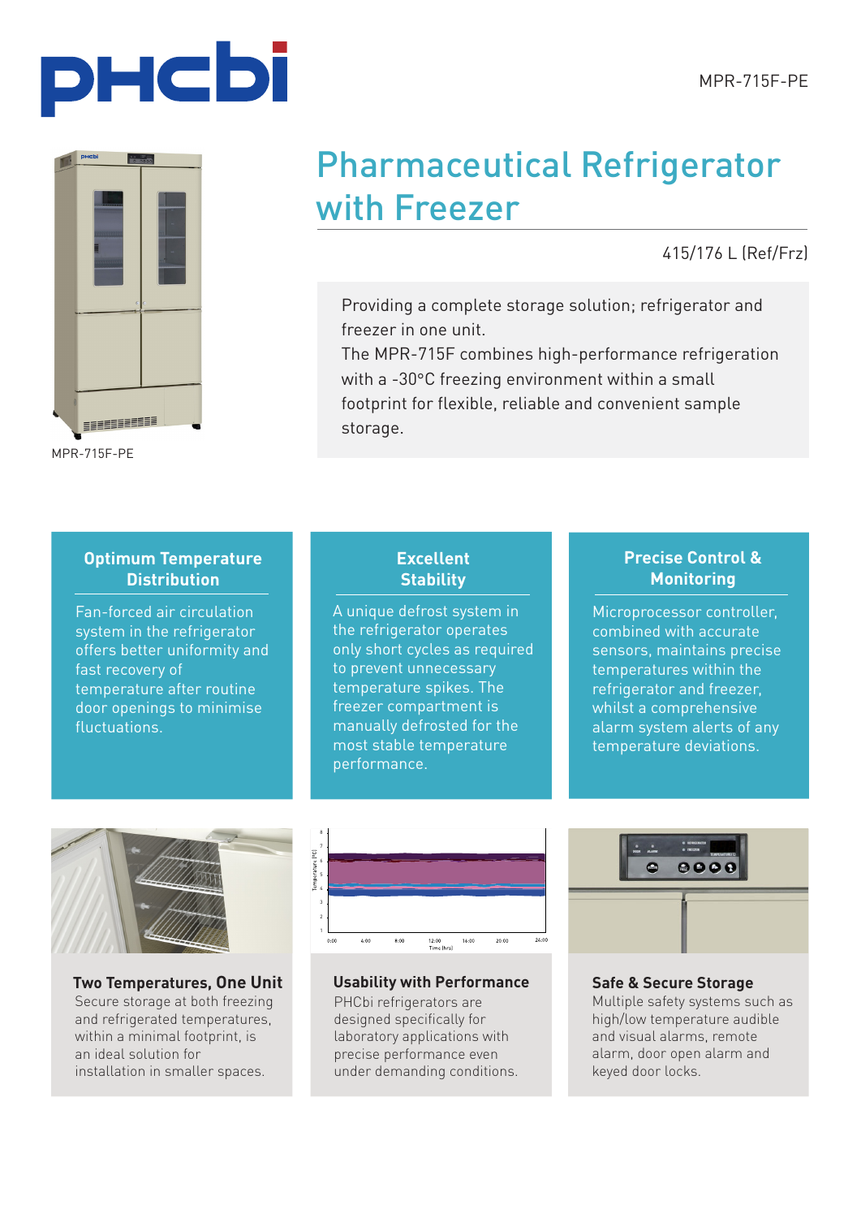MPR-715F-PE

# Pharmaceutical Refrigerator with Freezer

415/176 L (Ref/Frz)

MPR-715F-PE

Providing a complete storage solution; refrigerator and freezer in one unit.
The MPR-715F combines high-performance refrigeration with a -30°C freezing environment within a small footprint for flexible, reliable and convenient sample storage.

### Optimum Temperature Distribution

Fan-forced air circulation system in the refrigerator offers better uniformity and fast recovery of temperature after routine door openings to minimise fluctuations.

### Excellent Stability

A unique defrost system in the refrigerator operates only short cycles as required to prevent unnecessary temperature spikes. The freezer compartment is manually defrosted for the most stable temperature performance.

### Precise Control & Monitoring

Microprocessor controller, combined with accurate sensors, maintains precise temperatures within the refrigerator and freezer, whilst a comprehensive alarm system alerts of any temperature deviations.

### Two Temperatures, One Unit

Secure storage at both freezing and refrigerated temperatures, within a minimal footprint, is an ideal solution for installation in smaller spaces.

### Usability with Performance

PHCbi refrigerators are designed specifically for laboratory applications with precise performance even under demanding conditions.

### Safe & Secure Storage

Multiple safety systems such as high/low temperature audible and visual alarms, remote alarm, door open alarm and keyed door locks.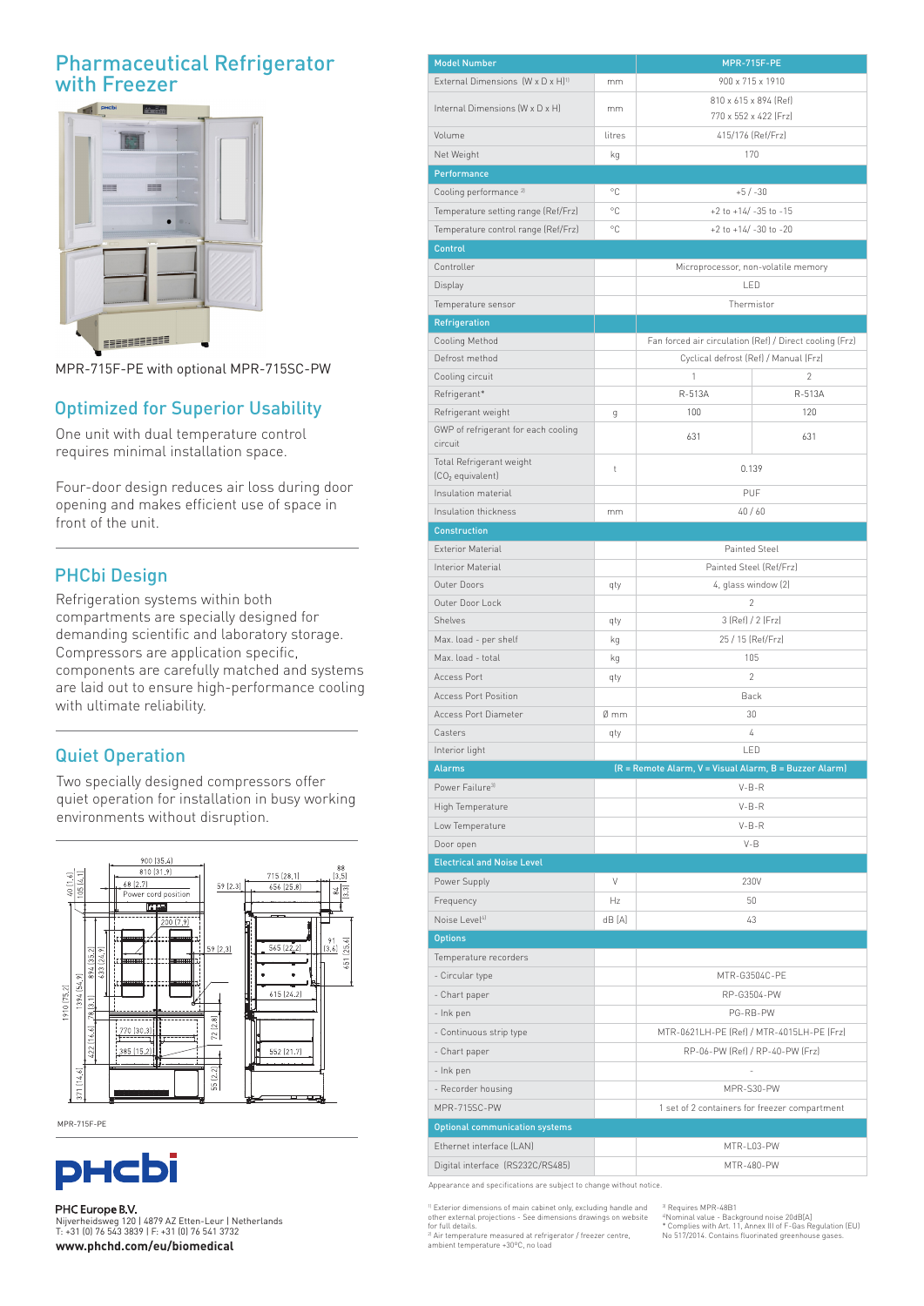# Pharmaceutical Refrigerator with Freezer

MPR-715F-PE with optional MPR-715SC-PW

## Optimized for Superior Usability

One unit with dual temperature control requires minimal installation space.

Four-door design reduces air loss during door opening and makes efficient use of space in front of the unit.

## PHCbi Design

Refrigeration systems within both compartments are specially designed for demanding scientific and laboratory storage. Compressors are application specific, components are carefully matched and systems are laid out to ensure high-performance cooling with ultimate reliability.

## Quiet Operation

Two specially designed compressors offer quiet operation for installation in busy working environments without disruption.

900 [35.4]
810 [31.9]
68 [2.7]
Power cord position
59 [2.3]
715 [28.1]
656 [25.8]
88 [3.5]
84 [3.3]
40 [1.6]
105 [4.1]
200 [7.9]
59 [2.3]
565 [22.2]
91 [3.6]
651 [25.6]
894 [35.2]
633 [24.9]
1910 [75.2]
1394 [54.9]
78 [3.1]
615 [24.2]
770 [30.3]
422 [16.6]
385 [15.2]
72 [2.8]
552 [21.7]
371 [14.6]
55 [2.2]

MPR-715F-PE

**PHC Europe B.V.**
Nijverheidsweg 120 | 4879 AZ Etten-Leur | Netherlands
T: +31 (0) 76 543 3839 | F: +31 (0) 76 541 3732
**www.phchd.com/eu/biomedical**

| Model Number | | MPR-715F-PE | |
|---|---|---|---|
| External Dimensions (W x D x H)[1] | mm | 900 x 715 x 1910 | |
| Internal Dimensions (W x D x H) | mm | 810 x 615 x 894 (Ref) 770 x 552 x 422 (Frz) | |
| Volume | litres | 415/176 (Ref/Frz) | |
| Net Weight | kg | 170 | |
| **Performance** | | | |
| Cooling performance [2] | °C | +5 / -30 | |
| Temperature setting range (Ref/Frz) | °C | +2 to +14/ -35 to -15 | |
| Temperature control range (Ref/Frz) | °C | +2 to +14/ -30 to -20 | |
| **Control** | | | |
| Controller | | Microprocessor, non-volatile memory | |
| Display | | LED | |
| Temperature sensor | | Thermistor | |
| **Refrigeration** | | | |
| Cooling Method | | Fan forced air circulation (Ref) / Direct cooling (Frz) | |
| Defrost method | | Cyclical defrost (Ref) / Manual (Frz) | |
| Cooling circuit | | 1 | 2 |
| Refrigerant* | | R-513A | R-513A |
| Refrigerant weight | g | 100 | 120 |
| GWP of refrigerant for each cooling circuit | | 631 | 631 |
| Total Refrigerant weight ($CO_2$ equivalent) | t | 0.139 | |
| Insulation material | | PUF | |
| Insulation thickness | mm | 40 / 60 | |
| **Construction** | | | |
| Exterior Material | | Painted Steel | |
| Interior Material | | Painted Steel (Ref/Frz) | |
| Outer Doors | qty | 4, glass window (2) | |
| Outer Door Lock | | 2 | |
| Shelves | qty | 3 (Ref) / 2 (Frz) | |
| Max. load - per shelf | kg | 25 / 15 (Ref/Frz) | |
| Max. load - total | kg | 105 | |
| Access Port | qty | 2 | |
| Access Port Position | | Back | |
| Access Port Diameter | Ø mm | 30 | |
| Casters | qty | 4 | |
| Interior light | | LED | |
| **Alarms** | | (R = Remote Alarm, V = Visual Alarm, B = Buzzer Alarm) | |
| Power Failure[3] | | V-B-R | |
| High Temperature | | V-B-R | |
| Low Temperature | | V-B-R | |
| Door open | | V-B | |
| **Electrical and Noise Level** | | | |
| Power Supply | V | 230V | |
| Frequency | Hz | 50 | |
| Noise Level[4] | dB (A) | 43 | |
| **Options** | | | |
| Temperature recorders | | | |
| - Circular type | | MTR-G3504C-PE | |
| - Chart paper | | RP-G3504-PW | |
| - Ink pen | | PG-RB-PW | |
| - Continuous strip type | | MTR-0621LH-PE (Ref) / MTR-4015LH-PE (Frz) | |
| - Chart paper | | RP-06-PW (Ref) / RP-40-PW (Frz) | |
| - Ink pen | | - | |
| - Recorder housing | | MPR-S30-PW | |
| MPR-715SC-PW | | 1 set of 2 containers for freezer compartment | |
| **Optional communication systems** | | | |
| Ethernet interface (LAN) | | MTR-L03-PW | |
| Digital interface (RS232C/RS485) | | MTR-480-PW | |

Appearance and specifications are subject to change without notice.

[1] Exterior dimensions of main cabinet only, excluding handle and other external projections - See dimensions drawings on website for full details.
[2] Air temperature measured at refrigerator / freezer centre, ambient temperature +30ºC, no load
[3] Requires MPR-48B1
[4] Nominal value - Background noise 20dB[A]
* Complies with Art. 11, Annex III of F-Gas Regulation (EU) No 517/2014. Contains fluorinated greenhouse gases.